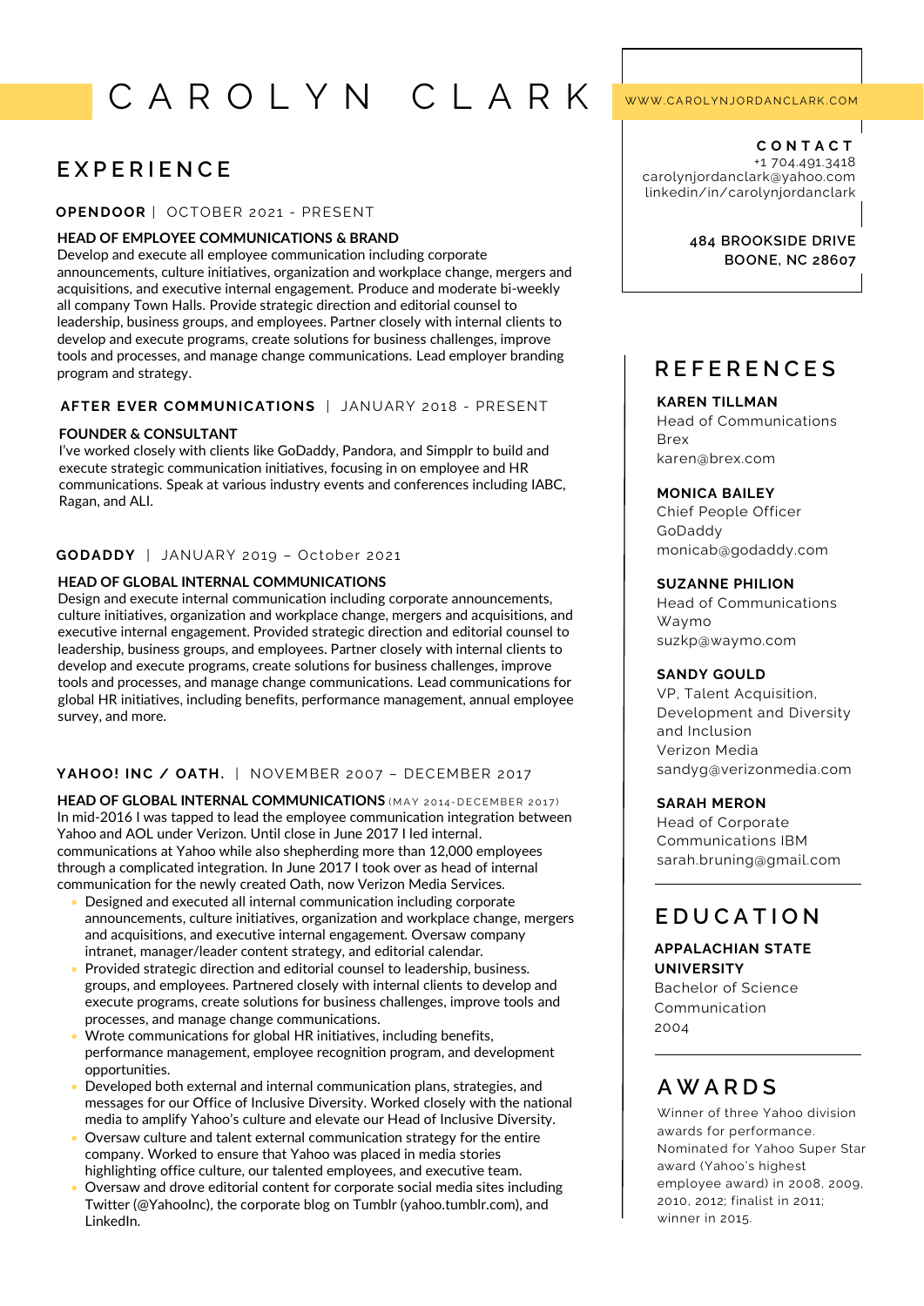# C A R O L Y N   C L A R K

WWW.CAROLYNJORDANCLARK.COM

**CONTACT**
+1 704.491.3418
carolynjordanclark@yahoo.com
linkedin/in/carolynjordanclark

**484 BROOKSIDE DRIVE**
**BOONE, NC 28607**

## EXPERIENCE

**OPENDOOR** | OCTOBER 2021 - PRESENT

**HEAD OF EMPLOYEE COMMUNICATIONS & BRAND**
Develop and execute all employee communication including corporate announcements, culture initiatives, organization and workplace change, mergers and acquisitions, and executive internal engagement. Produce and moderate bi-weekly all company Town Halls. Provide strategic direction and editorial counsel to leadership, business groups, and employees. Partner closely with internal clients to develop and execute programs, create solutions for business challenges, improve tools and processes, and manage change communications. Lead employer branding program and strategy.

**AFTER EVER COMMUNICATIONS** | JANUARY 2018 - PRESENT

**FOUNDER & CONSULTANT**
I've worked closely with clients like GoDaddy, Pandora, and Simpplr to build and execute strategic communication initiatives, focusing in on employee and HR communications. Speak at various industry events and conferences including IABC, Ragan, and ALI.

**GODADDY** | JANUARY 2019 – October 2021

**HEAD OF GLOBAL INTERNAL COMMUNICATIONS**
Design and execute internal communication including corporate announcements, culture initiatives, organization and workplace change, mergers and acquisitions, and executive internal engagement. Provided strategic direction and editorial counsel to leadership, business groups, and employees. Partner closely with internal clients to develop and execute programs, create solutions for business challenges, improve tools and processes, and manage change communications. Lead communications for global HR initiatives, including benefits, performance management, annual employee survey, and more.

**YAHOO! INC / OATH.** | NOVEMBER 2007 – DECEMBER 2017

**HEAD OF GLOBAL INTERNAL COMMUNICATIONS** (MAY 2014-DECEMBER 2017)
In mid-2016 I was tapped to lead the employee communication integration between Yahoo and AOL under Verizon. Until close in June 2017 I led internal. communications at Yahoo while also shepherding more than 12,000 employees through a complicated integration. In June 2017 I took over as head of internal communication for the newly created Oath, now Verizon Media Services.

- Designed and executed all internal communication including corporate announcements, culture initiatives, organization and workplace change, mergers and acquisitions, and executive internal engagement. Oversaw company intranet, manager/leader content strategy, and editorial calendar.
- Provided strategic direction and editorial counsel to leadership, business. groups, and employees. Partnered closely with internal clients to develop and execute programs, create solutions for business challenges, improve tools and processes, and manage change communications.
- Wrote communications for global HR initiatives, including benefits, performance management, employee recognition program, and development opportunities.
- Developed both external and internal communication plans, strategies, and messages for our Office of Inclusive Diversity. Worked closely with the national media to amplify Yahoo's culture and elevate our Head of Inclusive Diversity.
- Oversaw culture and talent external communication strategy for the entire company. Worked to ensure that Yahoo was placed in media stories highlighting office culture, our talented employees, and executive team.
- Oversaw and drove editorial content for corporate social media sites including Twitter (@YahooInc), the corporate blog on Tumblr (yahoo.tumblr.com), and LinkedIn.

## REFERENCES

**KAREN TILLMAN**
Head of Communications
Brex
karen@brex.com

**MONICA BAILEY**
Chief People Officer
GoDaddy
monicab@godaddy.com

**SUZANNE PHILION**
Head of Communications
Waymo
suzkp@waymo.com

**SANDY GOULD**
VP, Talent Acquisition, Development and Diversity and Inclusion
Verizon Media
sandyg@verizonmedia.com

**SARAH MERON**
Head of Corporate Communications IBM
sarah.bruning@gmail.com

## EDUCATION

**APPALACHIAN STATE UNIVERSITY**
Bachelor of Science
Communication
2004

## AWARDS

Winner of three Yahoo division awards for performance. Nominated for Yahoo Super Star award (Yahoo's highest employee award) in 2008, 2009, 2010, 2012; finalist in 2011; winner in 2015.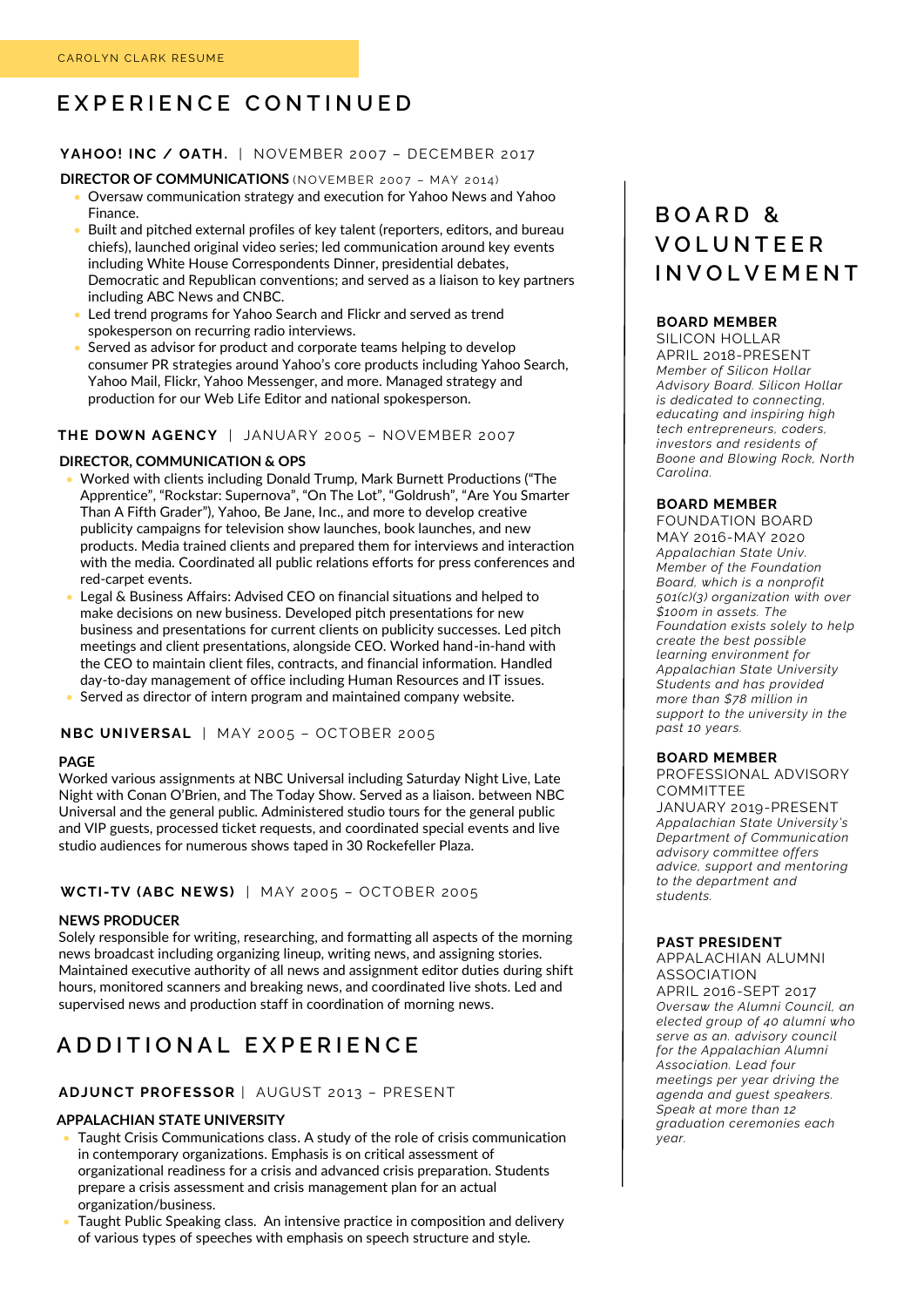# EXPERIENCE CONTINUED

### YAHOO! INC / OATH. | NOVEMBER 2007 – DECEMBER 2017

**DIRECTOR OF COMMUNICATIONS** (NOVEMBER 2007 – MAY 2014)

- Oversaw communication strategy and execution for Yahoo News and Yahoo Finance.
- Built and pitched external profiles of key talent (reporters, editors, and bureau chiefs), launched original video series; led communication around key events including White House Correspondents Dinner, presidential debates, Democratic and Republican conventions; and served as a liaison to key partners including ABC News and CNBC.
- Led trend programs for Yahoo Search and Flickr and served as trend spokesperson on recurring radio interviews.
- Served as advisor for product and corporate teams helping to develop consumer PR strategies around Yahoo's core products including Yahoo Search, Yahoo Mail, Flickr, Yahoo Messenger, and more. Managed strategy and production for our Web Life Editor and national spokesperson.

### THE DOWN AGENCY | JANUARY 2005 – NOVEMBER 2007

**DIRECTOR, COMMUNICATION & OPS**

- Worked with clients including Donald Trump, Mark Burnett Productions ("The Apprentice", "Rockstar: Supernova", "On The Lot", "Goldrush", "Are You Smarter Than A Fifth Grader"), Yahoo, Be Jane, Inc., and more to develop creative publicity campaigns for television show launches, book launches, and new products. Media trained clients and prepared them for interviews and interaction with the media. Coordinated all public relations efforts for press conferences and red-carpet events.
- Legal & Business Affairs: Advised CEO on financial situations and helped to make decisions on new business. Developed pitch presentations for new business and presentations for current clients on publicity successes. Led pitch meetings and client presentations, alongside CEO. Worked hand-in-hand with the CEO to maintain client files, contracts, and financial information. Handled day-to-day management of office including Human Resources and IT issues.
- Served as director of intern program and maintained company website.

### NBC UNIVERSAL | MAY 2005 – OCTOBER 2005

**PAGE**

Worked various assignments at NBC Universal including Saturday Night Live, Late Night with Conan O'Brien, and The Today Show. Served as a liaison. between NBC Universal and the general public. Administered studio tours for the general public and VIP guests, processed ticket requests, and coordinated special events and live studio audiences for numerous shows taped in 30 Rockefeller Plaza.

### WCTI-TV (ABC NEWS) | MAY 2005 – OCTOBER 2005

**NEWS PRODUCER**

Solely responsible for writing, researching, and formatting all aspects of the morning news broadcast including organizing lineup, writing news, and assigning stories. Maintained executive authority of all news and assignment editor duties during shift hours, monitored scanners and breaking news, and coordinated live shots. Led and supervised news and production staff in coordination of morning news.

# ADDITIONAL EXPERIENCE

### ADJUNCT PROFESSOR | AUGUST 2013 – PRESENT

**APPALACHIAN STATE UNIVERSITY**

- Taught Crisis Communications class. A study of the role of crisis communication in contemporary organizations. Emphasis is on critical assessment of organizational readiness for a crisis and advanced crisis preparation. Students prepare a crisis assessment and crisis management plan for an actual organization/business.
- Taught Public Speaking class. An intensive practice in composition and delivery of various types of speeches with emphasis on speech structure and style.

# BOARD & VOLUNTEER INVOLVEMENT

**BOARD MEMBER**
SILICON HOLLAR
APRIL 2018-PRESENT
*Member of Silicon Hollar Advisory Board. Silicon Hollar is dedicated to connecting, educating and inspiring high tech entrepreneurs, coders, investors and residents of Boone and Blowing Rock, North Carolina.*

**BOARD MEMBER**
FOUNDATION BOARD
MAY 2016-MAY 2020
*Appalachian State Univ. Member of the Foundation Board, which is a nonprofit 501(c)(3) organization with over $100m in assets. The Foundation exists solely to help create the best possible learning environment for Appalachian State University Students and has provided more than $78 million in support to the university in the past 10 years.*

**BOARD MEMBER**
PROFESSIONAL ADVISORY COMMITTEE
JANUARY 2019-PRESENT
*Appalachian State University's Department of Communication advisory committee offers advice, support and mentoring to the department and students.*

**PAST PRESIDENT**
APPALACHIAN ALUMNI ASSOCIATION
APRIL 2016-SEPT 2017
*Oversaw the Alumni Council, an elected group of 40 alumni who serve as an. advisory council for the Appalachian Alumni Association. Lead four meetings per year driving the agenda and guest speakers. Speak at more than 12 graduation ceremonies each year.*